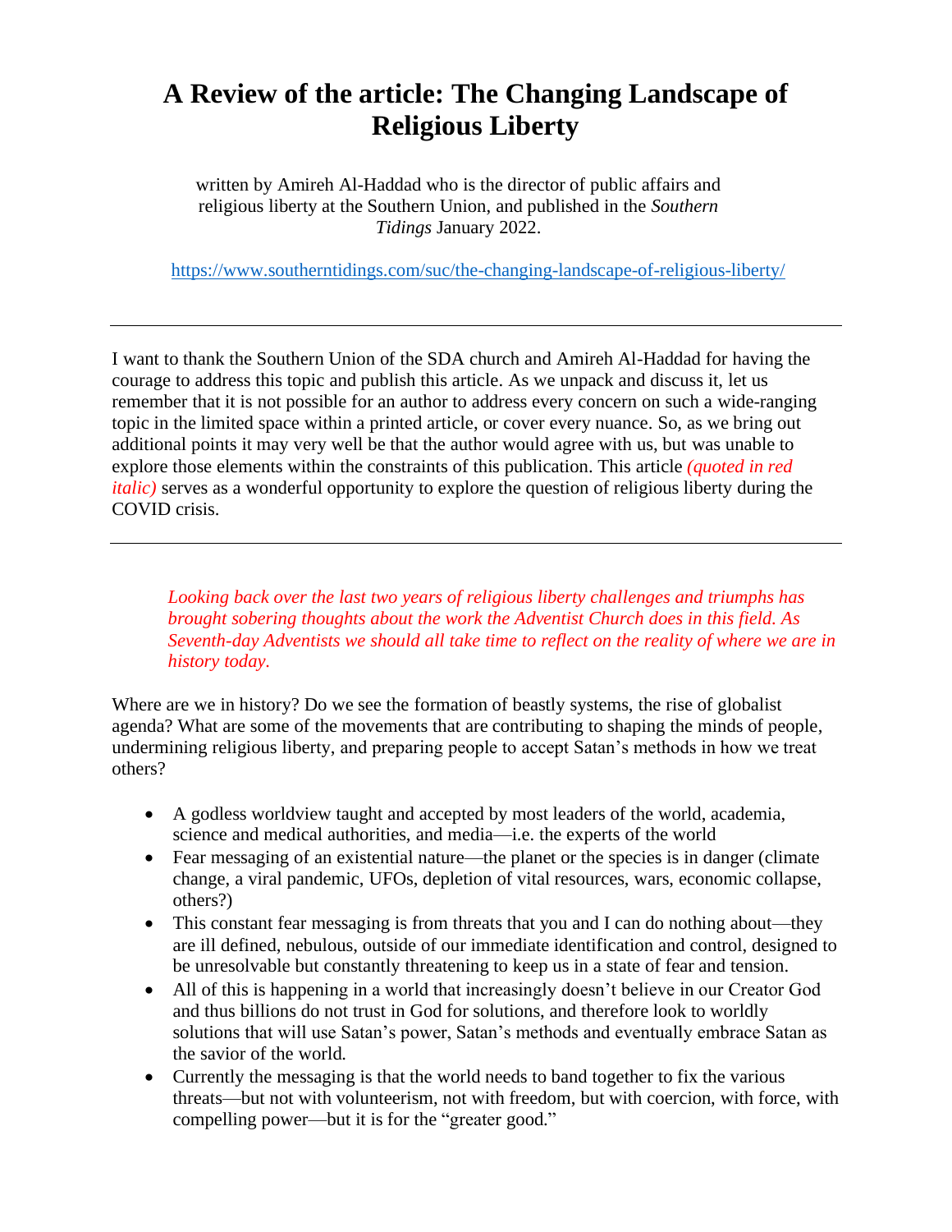# A Review of the article: The Changing Landscape of Religious Liberty

written by Amireh Al-Haddad who is the director of public affairs and religious liberty at the Southern Union, and published in the *Southern Tidings* January 2022.

https://www.southerntidings.com/suc/the-changing-landscape-of-religious-liberty/

---

I want to thank the Southern Union of the SDA church and Amireh Al-Haddad for having the courage to address this topic and publish this article. As we unpack and discuss it, let us remember that it is not possible for an author to address every concern on such a wide-ranging topic in the limited space within a printed article, or cover every nuance. So, as we bring out additional points it may very well be that the author would agree with us, but was unable to explore those elements within the constraints of this publication. This article *(quoted in red italic)* serves as a wonderful opportunity to explore the question of religious liberty during the COVID crisis.

---

> *Looking back over the last two years of religious liberty challenges and triumphs has brought sobering thoughts about the work the Adventist Church does in this field. As Seventh-day Adventists we should all take time to reflect on the reality of where we are in history today.*

Where are we in history? Do we see the formation of beastly systems, the rise of globalist agenda? What are some of the movements that are contributing to shaping the minds of people, undermining religious liberty, and preparing people to accept Satan's methods in how we treat others?

- A godless worldview taught and accepted by most leaders of the world, academia, science and medical authorities, and media—i.e. the experts of the world
- Fear messaging of an existential nature—the planet or the species is in danger (climate change, a viral pandemic, UFOs, depletion of vital resources, wars, economic collapse, others?)
- This constant fear messaging is from threats that you and I can do nothing about—they are ill defined, nebulous, outside of our immediate identification and control, designed to be unresolvable but constantly threatening to keep us in a state of fear and tension.
- All of this is happening in a world that increasingly doesn't believe in our Creator God and thus billions do not trust in God for solutions, and therefore look to worldly solutions that will use Satan's power, Satan's methods and eventually embrace Satan as the savior of the world.
- Currently the messaging is that the world needs to band together to fix the various threats—but not with volunteerism, not with freedom, but with coercion, with force, with compelling power—but it is for the "greater good."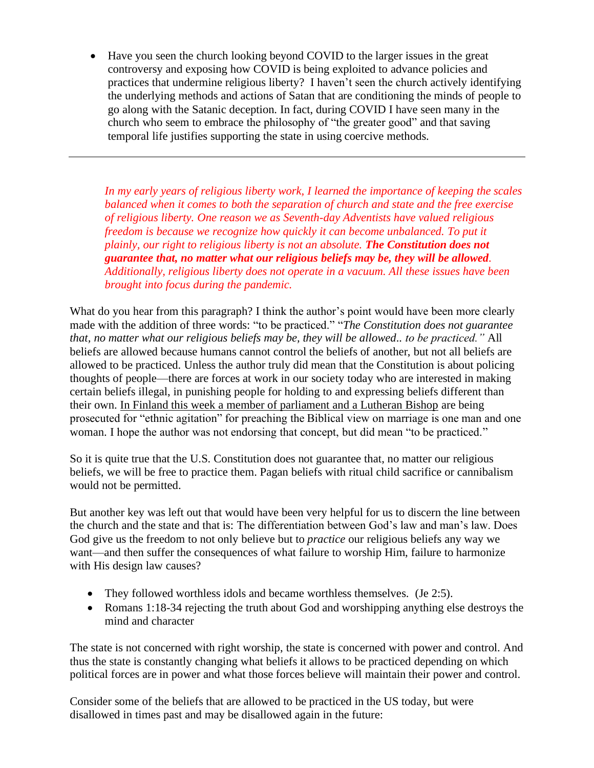- Have you seen the church looking beyond COVID to the larger issues in the great controversy and exposing how COVID is being exploited to advance policies and practices that undermine religious liberty? I haven't seen the church actively identifying the underlying methods and actions of Satan that are conditioning the minds of people to go along with the Satanic deception. In fact, during COVID I have seen many in the church who seem to embrace the philosophy of "the greater good" and that saving temporal life justifies supporting the state in using coercive methods.

---

*In my early years of religious liberty work, I learned the importance of keeping the scales balanced when it comes to both the separation of church and state and the free exercise of religious liberty. One reason we as Seventh-day Adventists have valued religious freedom is because we recognize how quickly it can become unbalanced. To put it plainly, our right to religious liberty is not an absolute.* ***The Constitution does not guarantee that, no matter what our religious beliefs may be, they will be allowed****. Additionally, religious liberty does not operate in a vacuum. All these issues have been brought into focus during the pandemic.*

What do you hear from this paragraph? I think the author's point would have been more clearly made with the addition of three words: "to be practiced." "*The Constitution does not guarantee that, no matter what our religious beliefs may be, they will be allowed.. to be practiced."* All beliefs are allowed because humans cannot control the beliefs of another, but not all beliefs are allowed to be practiced. Unless the author truly did mean that the Constitution is about policing thoughts of people—there are forces at work in our society today who are interested in making certain beliefs illegal, in punishing people for holding to and expressing beliefs different than their own. In Finland this week a member of parliament and a Lutheran Bishop are being prosecuted for "ethnic agitation" for preaching the Biblical view on marriage is one man and one woman. I hope the author was not endorsing that concept, but did mean "to be practiced."

So it is quite true that the U.S. Constitution does not guarantee that, no matter our religious beliefs, we will be free to practice them. Pagan beliefs with ritual child sacrifice or cannibalism would not be permitted.

But another key was left out that would have been very helpful for us to discern the line between the church and the state and that is: The differentiation between God's law and man's law. Does God give us the freedom to not only believe but to *practice* our religious beliefs any way we want—and then suffer the consequences of what failure to worship Him, failure to harmonize with His design law causes?

- They followed worthless idols and became worthless themselves. (Je 2:5).
- Romans 1:18-34 rejecting the truth about God and worshipping anything else destroys the mind and character

The state is not concerned with right worship, the state is concerned with power and control. And thus the state is constantly changing what beliefs it allows to be practiced depending on which political forces are in power and what those forces believe will maintain their power and control.

Consider some of the beliefs that are allowed to be practiced in the US today, but were disallowed in times past and may be disallowed again in the future: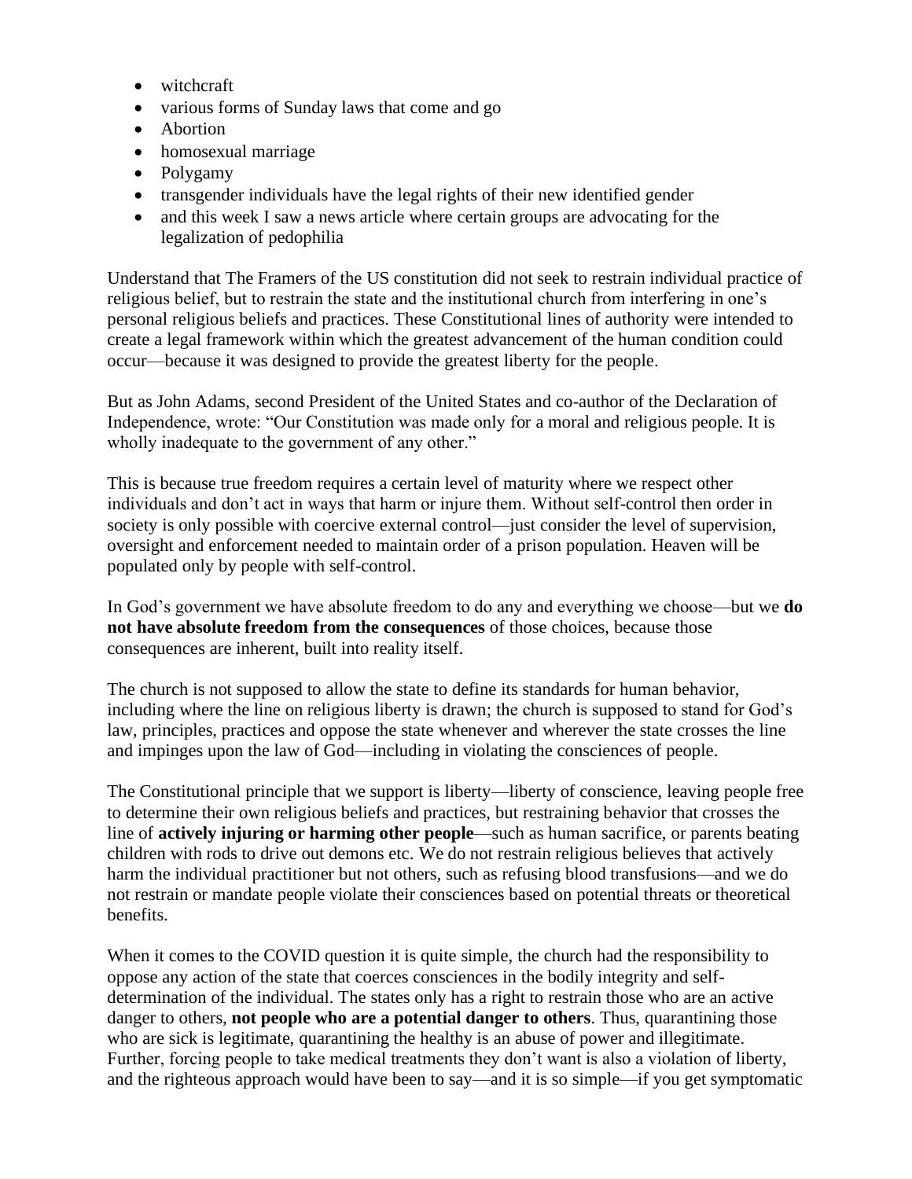- witchcraft
- various forms of Sunday laws that come and go
- Abortion
- homosexual marriage
- Polygamy
- transgender individuals have the legal rights of their new identified gender
- and this week I saw a news article where certain groups are advocating for the legalization of pedophilia

Understand that The Framers of the US constitution did not seek to restrain individual practice of religious belief, but to restrain the state and the institutional church from interfering in one's personal religious beliefs and practices. These Constitutional lines of authority were intended to create a legal framework within which the greatest advancement of the human condition could occur—because it was designed to provide the greatest liberty for the people.

But as John Adams, second President of the United States and co-author of the Declaration of Independence, wrote: "Our Constitution was made only for a moral and religious people. It is wholly inadequate to the government of any other."

This is because true freedom requires a certain level of maturity where we respect other individuals and don't act in ways that harm or injure them. Without self-control then order in society is only possible with coercive external control—just consider the level of supervision, oversight and enforcement needed to maintain order of a prison population. Heaven will be populated only by people with self-control.

In God's government we have absolute freedom to do any and everything we choose—but we **do not have absolute freedom from the consequences** of those choices, because those consequences are inherent, built into reality itself.

The church is not supposed to allow the state to define its standards for human behavior, including where the line on religious liberty is drawn; the church is supposed to stand for God's law, principles, practices and oppose the state whenever and wherever the state crosses the line and impinges upon the law of God—including in violating the consciences of people.

The Constitutional principle that we support is liberty—liberty of conscience, leaving people free to determine their own religious beliefs and practices, but restraining behavior that crosses the line of **actively injuring or harming other people**—such as human sacrifice, or parents beating children with rods to drive out demons etc. We do not restrain religious believes that actively harm the individual practitioner but not others, such as refusing blood transfusions—and we do not restrain or mandate people violate their consciences based on potential threats or theoretical benefits.

When it comes to the COVID question it is quite simple, the church had the responsibility to oppose any action of the state that coerces consciences in the bodily integrity and self-determination of the individual. The states only has a right to restrain those who are an active danger to others, **not people who are a potential danger to others**. Thus, quarantining those who are sick is legitimate, quarantining the healthy is an abuse of power and illegitimate. Further, forcing people to take medical treatments they don't want is also a violation of liberty, and the righteous approach would have been to say—and it is so simple—if you get symptomatic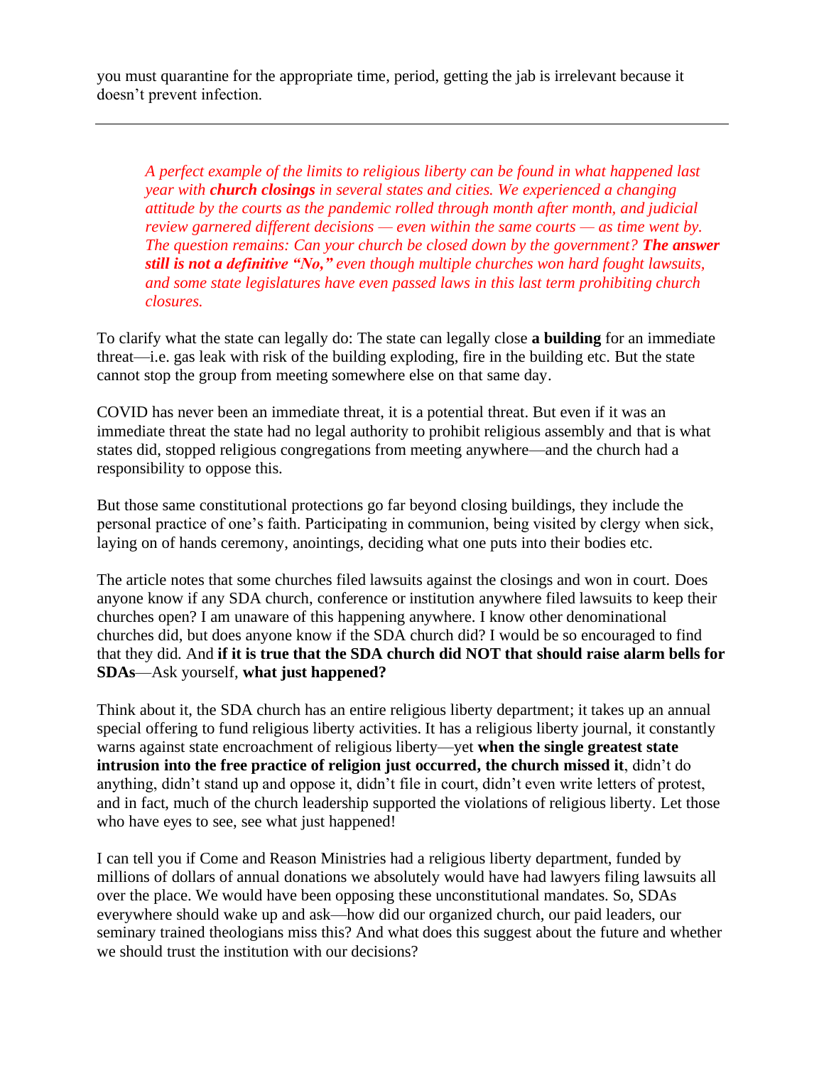you must quarantine for the appropriate time, period, getting the jab is irrelevant because it doesn't prevent infection.

---

> *A perfect example of the limits to religious liberty can be found in what happened last year with **church closings** in several states and cities. We experienced a changing attitude by the courts as the pandemic rolled through month after month, and judicial review garnered different decisions — even within the same courts — as time went by. The question remains: Can your church be closed down by the government? **The answer still is not a definitive "No,"** even though multiple churches won hard fought lawsuits, and some state legislatures have even passed laws in this last term prohibiting church closures.*

To clarify what the state can legally do: The state can legally close **a building** for an immediate threat—i.e. gas leak with risk of the building exploding, fire in the building etc. But the state cannot stop the group from meeting somewhere else on that same day.

COVID has never been an immediate threat, it is a potential threat. But even if it was an immediate threat the state had no legal authority to prohibit religious assembly and that is what states did, stopped religious congregations from meeting anywhere—and the church had a responsibility to oppose this.

But those same constitutional protections go far beyond closing buildings, they include the personal practice of one's faith. Participating in communion, being visited by clergy when sick, laying on of hands ceremony, anointings, deciding what one puts into their bodies etc.

The article notes that some churches filed lawsuits against the closings and won in court. Does anyone know if any SDA church, conference or institution anywhere filed lawsuits to keep their churches open? I am unaware of this happening anywhere. I know other denominational churches did, but does anyone know if the SDA church did? I would be so encouraged to find that they did. And **if it is true that the SDA church did NOT that should raise alarm bells for SDAs**—Ask yourself, **what just happened?**

Think about it, the SDA church has an entire religious liberty department; it takes up an annual special offering to fund religious liberty activities. It has a religious liberty journal, it constantly warns against state encroachment of religious liberty—yet **when the single greatest state intrusion into the free practice of religion just occurred, the church missed it**, didn't do anything, didn't stand up and oppose it, didn't file in court, didn't even write letters of protest, and in fact, much of the church leadership supported the violations of religious liberty. Let those who have eyes to see, see what just happened!

I can tell you if Come and Reason Ministries had a religious liberty department, funded by millions of dollars of annual donations we absolutely would have had lawyers filing lawsuits all over the place. We would have been opposing these unconstitutional mandates. So, SDAs everywhere should wake up and ask—how did our organized church, our paid leaders, our seminary trained theologians miss this? And what does this suggest about the future and whether we should trust the institution with our decisions?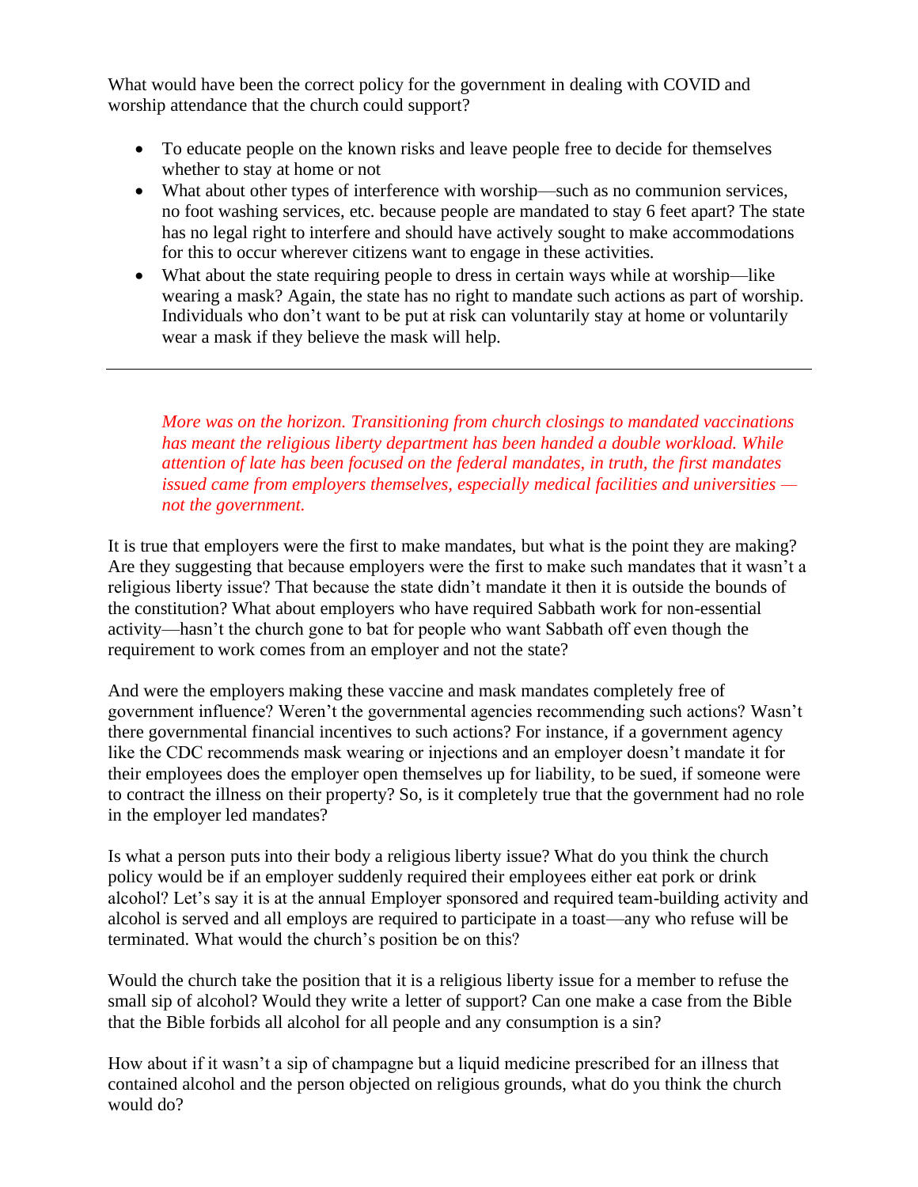What would have been the correct policy for the government in dealing with COVID and worship attendance that the church could support?

- To educate people on the known risks and leave people free to decide for themselves whether to stay at home or not
- What about other types of interference with worship—such as no communion services, no foot washing services, etc. because people are mandated to stay 6 feet apart? The state has no legal right to interfere and should have actively sought to make accommodations for this to occur wherever citizens want to engage in these activities.
- What about the state requiring people to dress in certain ways while at worship—like wearing a mask? Again, the state has no right to mandate such actions as part of worship. Individuals who don't want to be put at risk can voluntarily stay at home or voluntarily wear a mask if they believe the mask will help.

---

> *More was on the horizon. Transitioning from church closings to mandated vaccinations has meant the religious liberty department has been handed a double workload. While attention of late has been focused on the federal mandates, in truth, the first mandates issued came from employers themselves, especially medical facilities and universities — not the government.*

It is true that employers were the first to make mandates, but what is the point they are making? Are they suggesting that because employers were the first to make such mandates that it wasn't a religious liberty issue? That because the state didn't mandate it then it is outside the bounds of the constitution? What about employers who have required Sabbath work for non-essential activity—hasn't the church gone to bat for people who want Sabbath off even though the requirement to work comes from an employer and not the state?

And were the employers making these vaccine and mask mandates completely free of government influence? Weren't the governmental agencies recommending such actions? Wasn't there governmental financial incentives to such actions? For instance, if a government agency like the CDC recommends mask wearing or injections and an employer doesn't mandate it for their employees does the employer open themselves up for liability, to be sued, if someone were to contract the illness on their property? So, is it completely true that the government had no role in the employer led mandates?

Is what a person puts into their body a religious liberty issue? What do you think the church policy would be if an employer suddenly required their employees either eat pork or drink alcohol? Let's say it is at the annual Employer sponsored and required team-building activity and alcohol is served and all employs are required to participate in a toast—any who refuse will be terminated. What would the church's position be on this?

Would the church take the position that it is a religious liberty issue for a member to refuse the small sip of alcohol? Would they write a letter of support? Can one make a case from the Bible that the Bible forbids all alcohol for all people and any consumption is a sin?

How about if it wasn't a sip of champagne but a liquid medicine prescribed for an illness that contained alcohol and the person objected on religious grounds, what do you think the church would do?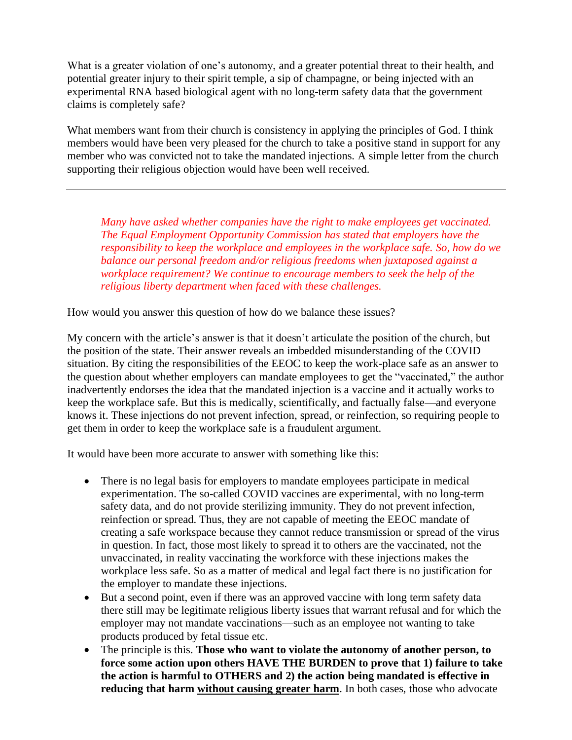What is a greater violation of one's autonomy, and a greater potential threat to their health, and potential greater injury to their spirit temple, a sip of champagne, or being injected with an experimental RNA based biological agent with no long-term safety data that the government claims is completely safe?

What members want from their church is consistency in applying the principles of God. I think members would have been very pleased for the church to take a positive stand in support for any member who was convicted not to take the mandated injections. A simple letter from the church supporting their religious objection would have been well received.

---

> *Many have asked whether companies have the right to make employees get vaccinated. The Equal Employment Opportunity Commission has stated that employers have the responsibility to keep the workplace and employees in the workplace safe. So, how do we balance our personal freedom and/or religious freedoms when juxtaposed against a workplace requirement? We continue to encourage members to seek the help of the religious liberty department when faced with these challenges.*

How would you answer this question of how do we balance these issues?

My concern with the article's answer is that it doesn't articulate the position of the church, but the position of the state. Their answer reveals an imbedded misunderstanding of the COVID situation. By citing the responsibilities of the EEOC to keep the work-place safe as an answer to the question about whether employers can mandate employees to get the "vaccinated," the author inadvertently endorses the idea that the mandated injection is a vaccine and it actually works to keep the workplace safe. But this is medically, scientifically, and factually false—and everyone knows it. These injections do not prevent infection, spread, or reinfection, so requiring people to get them in order to keep the workplace safe is a fraudulent argument.

It would have been more accurate to answer with something like this:

- There is no legal basis for employers to mandate employees participate in medical experimentation. The so-called COVID vaccines are experimental, with no long-term safety data, and do not provide sterilizing immunity. They do not prevent infection, reinfection or spread. Thus, they are not capable of meeting the EEOC mandate of creating a safe workspace because they cannot reduce transmission or spread of the virus in question. In fact, those most likely to spread it to others are the vaccinated, not the unvaccinated, in reality vaccinating the workforce with these injections makes the workplace less safe. So as a matter of medical and legal fact there is no justification for the employer to mandate these injections.
- But a second point, even if there was an approved vaccine with long term safety data there still may be legitimate religious liberty issues that warrant refusal and for which the employer may not mandate vaccinations—such as an employee not wanting to take products produced by fetal tissue etc.
- The principle is this. **Those who want to violate the autonomy of another person, to force some action upon others HAVE THE BURDEN to prove that 1) failure to take the action is harmful to OTHERS and 2) the action being mandated is effective in reducing that harm <u>without causing greater harm</u>**. In both cases, those who advocate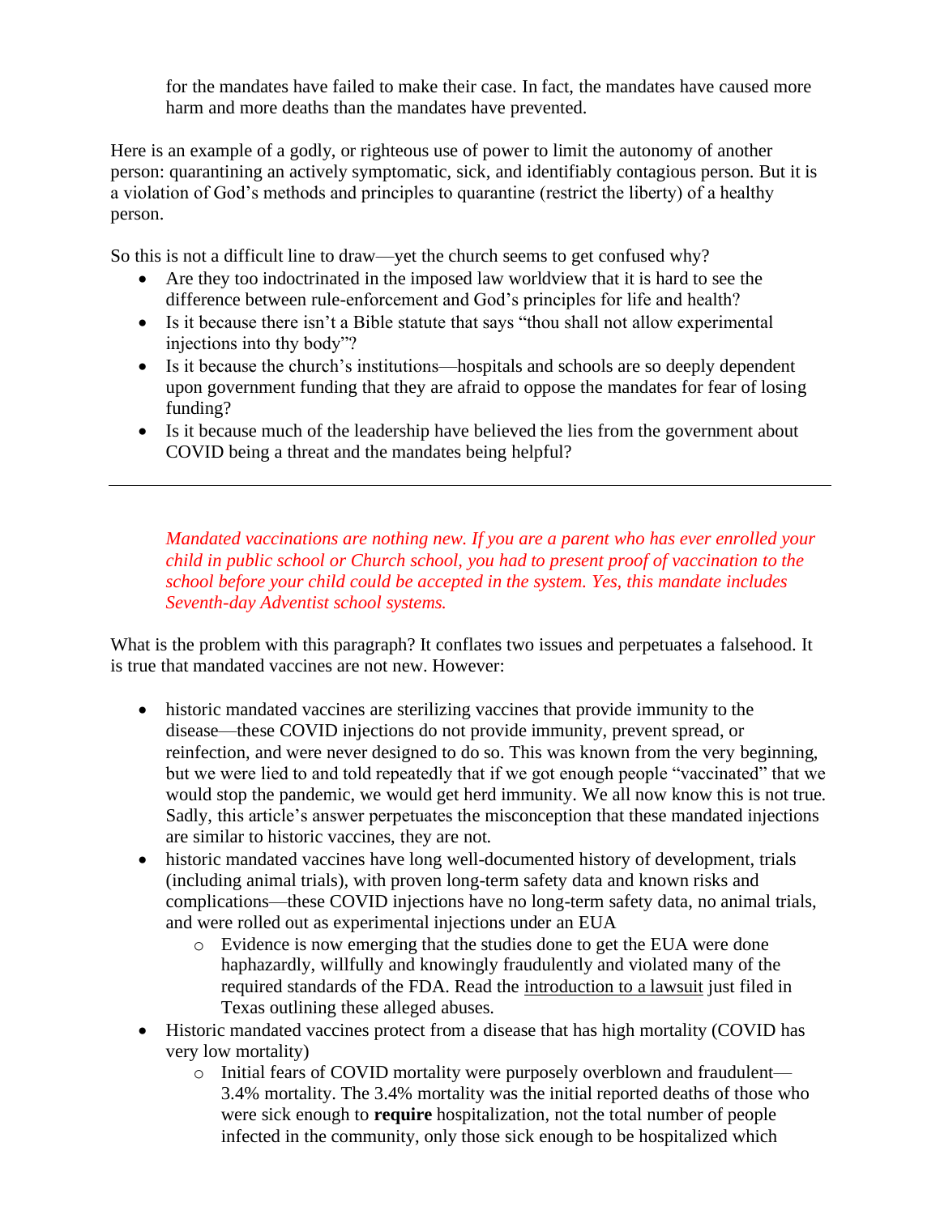for the mandates have failed to make their case. In fact, the mandates have caused more harm and more deaths than the mandates have prevented.

Here is an example of a godly, or righteous use of power to limit the autonomy of another person: quarantining an actively symptomatic, sick, and identifiably contagious person. But it is a violation of God's methods and principles to quarantine (restrict the liberty) of a healthy person.

So this is not a difficult line to draw—yet the church seems to get confused why?

- Are they too indoctrinated in the imposed law worldview that it is hard to see the difference between rule-enforcement and God's principles for life and health?
- Is it because there isn't a Bible statute that says "thou shall not allow experimental injections into thy body"?
- Is it because the church's institutions—hospitals and schools are so deeply dependent upon government funding that they are afraid to oppose the mandates for fear of losing funding?
- Is it because much of the leadership have believed the lies from the government about COVID being a threat and the mandates being helpful?

---

*Mandated vaccinations are nothing new. If you are a parent who has ever enrolled your child in public school or Church school, you had to present proof of vaccination to the school before your child could be accepted in the system. Yes, this mandate includes Seventh-day Adventist school systems.*

What is the problem with this paragraph? It conflates two issues and perpetuates a falsehood. It is true that mandated vaccines are not new. However:

- historic mandated vaccines are sterilizing vaccines that provide immunity to the disease—these COVID injections do not provide immunity, prevent spread, or reinfection, and were never designed to do so. This was known from the very beginning, but we were lied to and told repeatedly that if we got enough people "vaccinated" that we would stop the pandemic, we would get herd immunity. We all now know this is not true. Sadly, this article's answer perpetuates the misconception that these mandated injections are similar to historic vaccines, they are not.
- historic mandated vaccines have long well-documented history of development, trials (including animal trials), with proven long-term safety data and known risks and complications—these COVID injections have no long-term safety data, no animal trials, and were rolled out as experimental injections under an EUA
  - Evidence is now emerging that the studies done to get the EUA were done haphazardly, willfully and knowingly fraudulently and violated many of the required standards of the FDA. Read the introduction to a lawsuit just filed in Texas outlining these alleged abuses.
- Historic mandated vaccines protect from a disease that has high mortality (COVID has very low mortality)
  - Initial fears of COVID mortality were purposely overblown and fraudulent—3.4% mortality. The 3.4% mortality was the initial reported deaths of those who were sick enough to **require** hospitalization, not the total number of people infected in the community, only those sick enough to be hospitalized which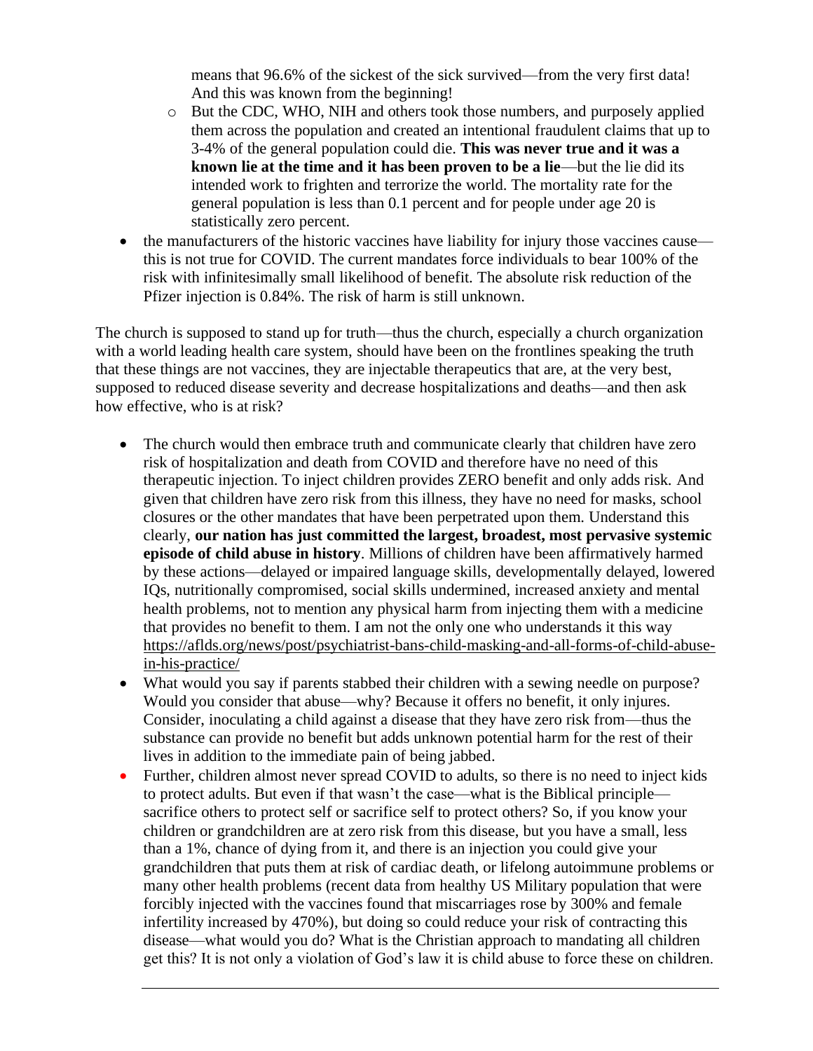means that 96.6% of the sickest of the sick survived—from the very first data! And this was known from the beginning!

  - But the CDC, WHO, NIH and others took those numbers, and purposely applied them across the population and created an intentional fraudulent claims that up to 3-4% of the general population could die. **This was never true and it was a known lie at the time and it has been proven to be a lie**—but the lie did its intended work to frighten and terrorize the world. The mortality rate for the general population is less than 0.1 percent and for people under age 20 is statistically zero percent.

- the manufacturers of the historic vaccines have liability for injury those vaccines cause—this is not true for COVID. The current mandates force individuals to bear 100% of the risk with infinitesimally small likelihood of benefit. The absolute risk reduction of the Pfizer injection is 0.84%. The risk of harm is still unknown.

The church is supposed to stand up for truth—thus the church, especially a church organization with a world leading health care system, should have been on the frontlines speaking the truth that these things are not vaccines, they are injectable therapeutics that are, at the very best, supposed to reduced disease severity and decrease hospitalizations and deaths—and then ask how effective, who is at risk?

- The church would then embrace truth and communicate clearly that children have zero risk of hospitalization and death from COVID and therefore have no need of this therapeutic injection. To inject children provides ZERO benefit and only adds risk. And given that children have zero risk from this illness, they have no need for masks, school closures or the other mandates that have been perpetrated upon them. Understand this clearly, **our nation has just committed the largest, broadest, most pervasive systemic episode of child abuse in history**. Millions of children have been affirmatively harmed by these actions—delayed or impaired language skills, developmentally delayed, lowered IQs, nutritionally compromised, social skills undermined, increased anxiety and mental health problems, not to mention any physical harm from injecting them with a medicine that provides no benefit to them. I am not the only one who understands it this way https://aflds.org/news/post/psychiatrist-bans-child-masking-and-all-forms-of-child-abuse-in-his-practice/
- What would you say if parents stabbed their children with a sewing needle on purpose? Would you consider that abuse—why? Because it offers no benefit, it only injures. Consider, inoculating a child against a disease that they have zero risk from—thus the substance can provide no benefit but adds unknown potential harm for the rest of their lives in addition to the immediate pain of being jabbed.
- Further, children almost never spread COVID to adults, so there is no need to inject kids to protect adults. But even if that wasn't the case—what is the Biblical principle—sacrifice others to protect self or sacrifice self to protect others? So, if you know your children or grandchildren are at zero risk from this disease, but you have a small, less than a 1%, chance of dying from it, and there is an injection you could give your grandchildren that puts them at risk of cardiac death, or lifelong autoimmune problems or many other health problems (recent data from healthy US Military population that were forcibly injected with the vaccines found that miscarriages rose by 300% and female infertility increased by 470%), but doing so could reduce your risk of contracting this disease—what would you do? What is the Christian approach to mandating all children get this? It is not only a violation of God's law it is child abuse to force these on children.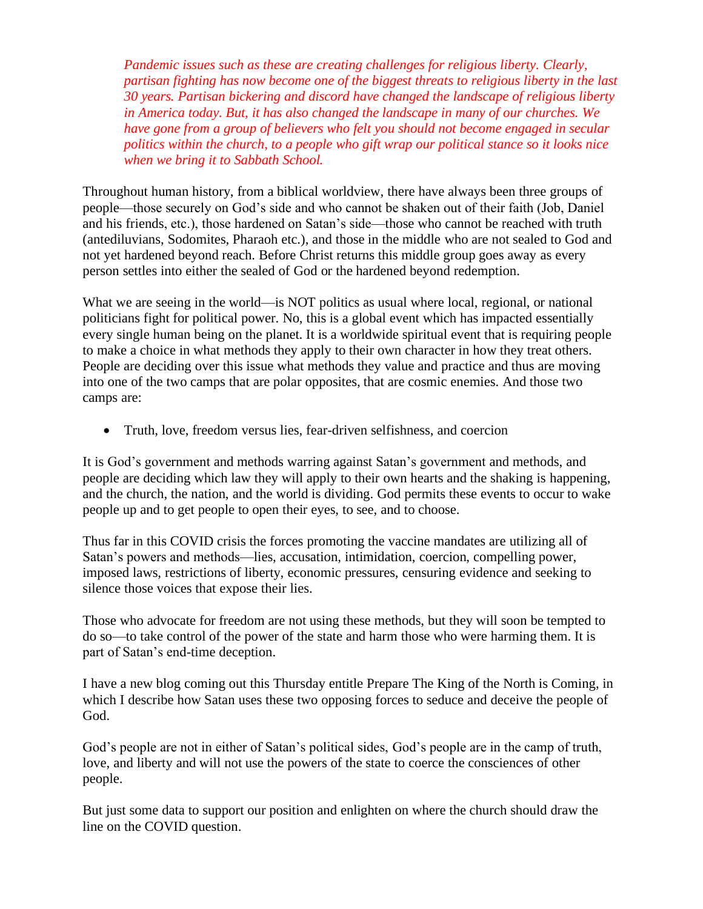*Pandemic issues such as these are creating challenges for religious liberty. Clearly, partisan fighting has now become one of the biggest threats to religious liberty in the last 30 years. Partisan bickering and discord have changed the landscape of religious liberty in America today. But, it has also changed the landscape in many of our churches. We have gone from a group of believers who felt you should not become engaged in secular politics within the church, to a people who gift wrap our political stance so it looks nice when we bring it to Sabbath School.*

Throughout human history, from a biblical worldview, there have always been three groups of people—those securely on God's side and who cannot be shaken out of their faith (Job, Daniel and his friends, etc.), those hardened on Satan's side—those who cannot be reached with truth (antediluvians, Sodomites, Pharaoh etc.), and those in the middle who are not sealed to God and not yet hardened beyond reach. Before Christ returns this middle group goes away as every person settles into either the sealed of God or the hardened beyond redemption.

What we are seeing in the world—is NOT politics as usual where local, regional, or national politicians fight for political power. No, this is a global event which has impacted essentially every single human being on the planet. It is a worldwide spiritual event that is requiring people to make a choice in what methods they apply to their own character in how they treat others. People are deciding over this issue what methods they value and practice and thus are moving into one of the two camps that are polar opposites, that are cosmic enemies. And those two camps are:

- Truth, love, freedom versus lies, fear-driven selfishness, and coercion

It is God's government and methods warring against Satan's government and methods, and people are deciding which law they will apply to their own hearts and the shaking is happening, and the church, the nation, and the world is dividing. God permits these events to occur to wake people up and to get people to open their eyes, to see, and to choose.

Thus far in this COVID crisis the forces promoting the vaccine mandates are utilizing all of Satan's powers and methods—lies, accusation, intimidation, coercion, compelling power, imposed laws, restrictions of liberty, economic pressures, censuring evidence and seeking to silence those voices that expose their lies.

Those who advocate for freedom are not using these methods, but they will soon be tempted to do so—to take control of the power of the state and harm those who were harming them. It is part of Satan's end-time deception.

I have a new blog coming out this Thursday entitle Prepare The King of the North is Coming, in which I describe how Satan uses these two opposing forces to seduce and deceive the people of God.

God's people are not in either of Satan's political sides, God's people are in the camp of truth, love, and liberty and will not use the powers of the state to coerce the consciences of other people.

But just some data to support our position and enlighten on where the church should draw the line on the COVID question.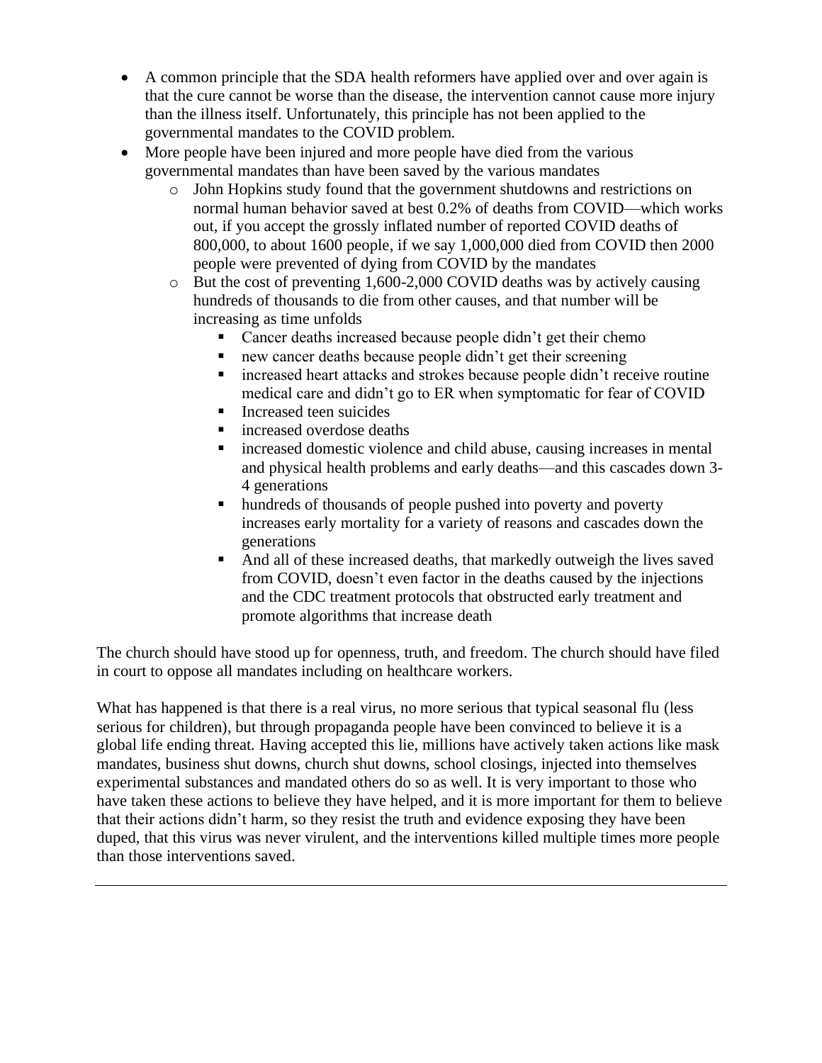- A common principle that the SDA health reformers have applied over and over again is that the cure cannot be worse than the disease, the intervention cannot cause more injury than the illness itself. Unfortunately, this principle has not been applied to the governmental mandates to the COVID problem.
- More people have been injured and more people have died from the various governmental mandates than have been saved by the various mandates
    - John Hopkins study found that the government shutdowns and restrictions on normal human behavior saved at best 0.2% of deaths from COVID—which works out, if you accept the grossly inflated number of reported COVID deaths of 800,000, to about 1600 people, if we say 1,000,000 died from COVID then 2000 people were prevented of dying from COVID by the mandates
    - But the cost of preventing 1,600-2,000 COVID deaths was by actively causing hundreds of thousands to die from other causes, and that number will be increasing as time unfolds
        - Cancer deaths increased because people didn't get their chemo
        - new cancer deaths because people didn't get their screening
        - increased heart attacks and strokes because people didn't receive routine medical care and didn't go to ER when symptomatic for fear of COVID
        - Increased teen suicides
        - increased overdose deaths
        - increased domestic violence and child abuse, causing increases in mental and physical health problems and early deaths—and this cascades down 3-4 generations
        - hundreds of thousands of people pushed into poverty and poverty increases early mortality for a variety of reasons and cascades down the generations
        - And all of these increased deaths, that markedly outweigh the lives saved from COVID, doesn't even factor in the deaths caused by the injections and the CDC treatment protocols that obstructed early treatment and promote algorithms that increase death

The church should have stood up for openness, truth, and freedom. The church should have filed in court to oppose all mandates including on healthcare workers.

What has happened is that there is a real virus, no more serious that typical seasonal flu (less serious for children), but through propaganda people have been convinced to believe it is a global life ending threat. Having accepted this lie, millions have actively taken actions like mask mandates, business shut downs, church shut downs, school closings, injected into themselves experimental substances and mandated others do so as well. It is very important to those who have taken these actions to believe they have helped, and it is more important for them to believe that their actions didn't harm, so they resist the truth and evidence exposing they have been duped, that this virus was never virulent, and the interventions killed multiple times more people than those interventions saved.

---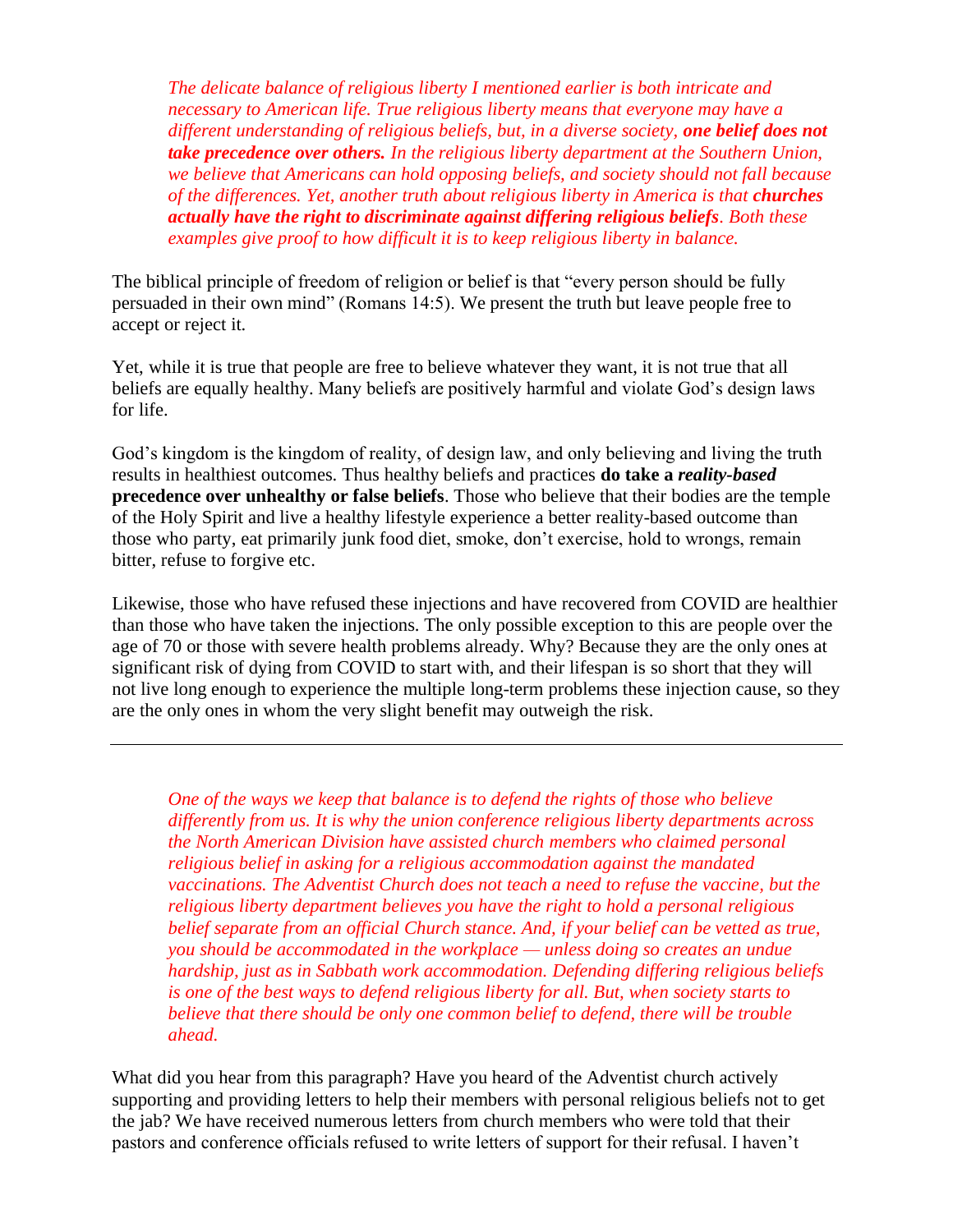*The delicate balance of religious liberty I mentioned earlier is both intricate and necessary to American life. True religious liberty means that everyone may have a different understanding of religious beliefs, but, in a diverse society,* ***one belief does not take precedence over others.*** *In the religious liberty department at the Southern Union, we believe that Americans can hold opposing beliefs, and society should not fall because of the differences. Yet, another truth about religious liberty in America is that* ***churches actually have the right to discriminate against differing religious beliefs****. Both these examples give proof to how difficult it is to keep religious liberty in balance.*

The biblical principle of freedom of religion or belief is that "every person should be fully persuaded in their own mind" (Romans 14:5). We present the truth but leave people free to accept or reject it.

Yet, while it is true that people are free to believe whatever they want, it is not true that all beliefs are equally healthy. Many beliefs are positively harmful and violate God's design laws for life.

God's kingdom is the kingdom of reality, of design law, and only believing and living the truth results in healthiest outcomes. Thus healthy beliefs and practices **do take a *reality-based* precedence over unhealthy or false beliefs**. Those who believe that their bodies are the temple of the Holy Spirit and live a healthy lifestyle experience a better reality-based outcome than those who party, eat primarily junk food diet, smoke, don't exercise, hold to wrongs, remain bitter, refuse to forgive etc.

Likewise, those who have refused these injections and have recovered from COVID are healthier than those who have taken the injections. The only possible exception to this are people over the age of 70 or those with severe health problems already. Why? Because they are the only ones at significant risk of dying from COVID to start with, and their lifespan is so short that they will not live long enough to experience the multiple long-term problems these injection cause, so they are the only ones in whom the very slight benefit may outweigh the risk.

---

*One of the ways we keep that balance is to defend the rights of those who believe differently from us. It is why the union conference religious liberty departments across the North American Division have assisted church members who claimed personal religious belief in asking for a religious accommodation against the mandated vaccinations. The Adventist Church does not teach a need to refuse the vaccine, but the religious liberty department believes you have the right to hold a personal religious belief separate from an official Church stance. And, if your belief can be vetted as true, you should be accommodated in the workplace — unless doing so creates an undue hardship, just as in Sabbath work accommodation. Defending differing religious beliefs is one of the best ways to defend religious liberty for all. But, when society starts to believe that there should be only one common belief to defend, there will be trouble ahead.*

What did you hear from this paragraph? Have you heard of the Adventist church actively supporting and providing letters to help their members with personal religious beliefs not to get the jab? We have received numerous letters from church members who were told that their pastors and conference officials refused to write letters of support for their refusal. I haven't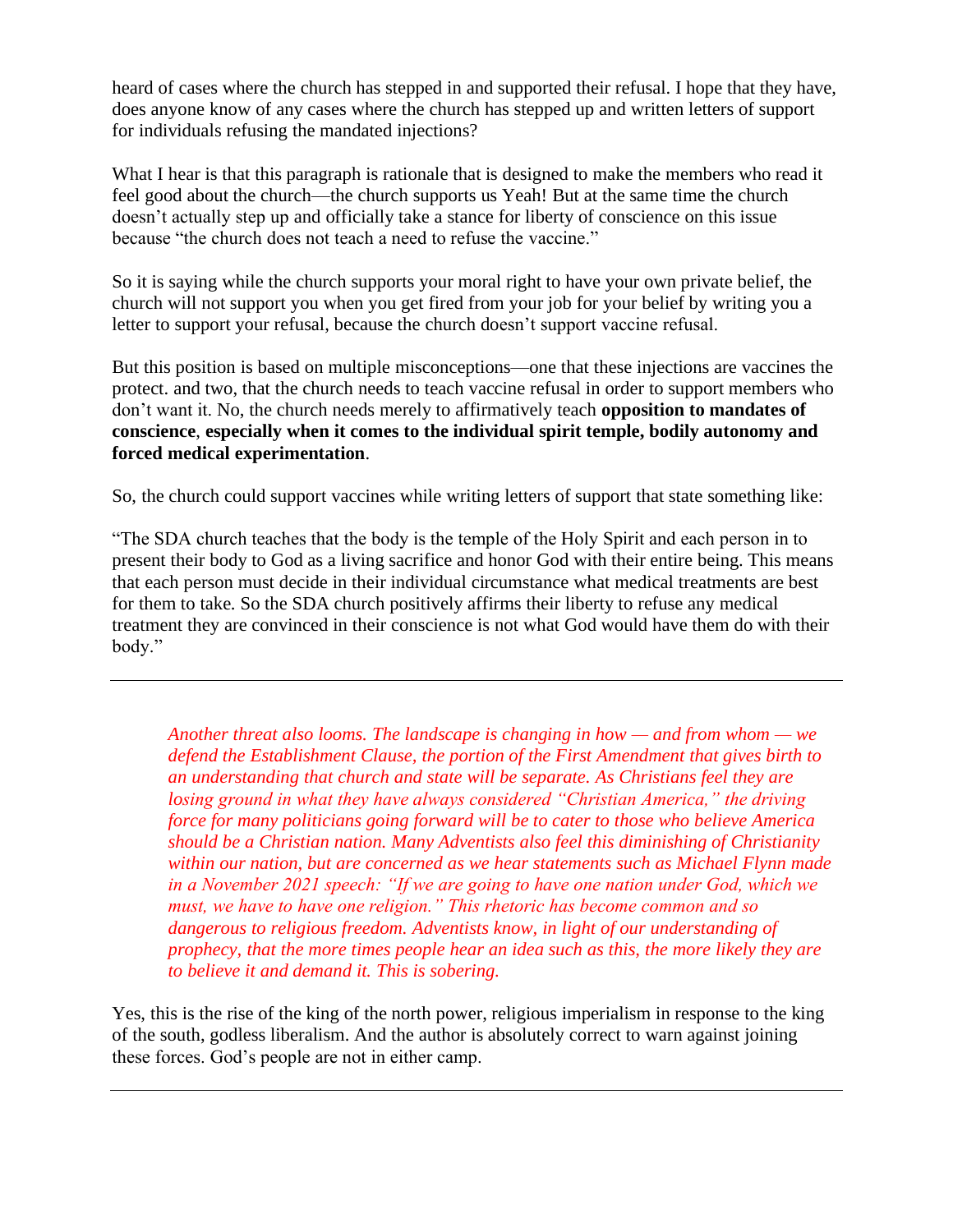heard of cases where the church has stepped in and supported their refusal. I hope that they have, does anyone know of any cases where the church has stepped up and written letters of support for individuals refusing the mandated injections?

What I hear is that this paragraph is rationale that is designed to make the members who read it feel good about the church—the church supports us Yeah! But at the same time the church doesn't actually step up and officially take a stance for liberty of conscience on this issue because "the church does not teach a need to refuse the vaccine."

So it is saying while the church supports your moral right to have your own private belief, the church will not support you when you get fired from your job for your belief by writing you a letter to support your refusal, because the church doesn't support vaccine refusal.

But this position is based on multiple misconceptions—one that these injections are vaccines the protect. and two, that the church needs to teach vaccine refusal in order to support members who don't want it. No, the church needs merely to affirmatively teach **opposition to mandates of conscience**, **especially when it comes to the individual spirit temple, bodily autonomy and forced medical experimentation**.

So, the church could support vaccines while writing letters of support that state something like:

"The SDA church teaches that the body is the temple of the Holy Spirit and each person in to present their body to God as a living sacrifice and honor God with their entire being. This means that each person must decide in their individual circumstance what medical treatments are best for them to take. So the SDA church positively affirms their liberty to refuse any medical treatment they are convinced in their conscience is not what God would have them do with their body."

---

> *Another threat also looms. The landscape is changing in how — and from whom — we defend the Establishment Clause, the portion of the First Amendment that gives birth to an understanding that church and state will be separate. As Christians feel they are losing ground in what they have always considered "Christian America," the driving force for many politicians going forward will be to cater to those who believe America should be a Christian nation. Many Adventists also feel this diminishing of Christianity within our nation, but are concerned as we hear statements such as Michael Flynn made in a November 2021 speech: "If we are going to have one nation under God, which we must, we have to have one religion." This rhetoric has become common and so dangerous to religious freedom. Adventists know, in light of our understanding of prophecy, that the more times people hear an idea such as this, the more likely they are to believe it and demand it. This is sobering.*

Yes, this is the rise of the king of the north power, religious imperialism in response to the king of the south, godless liberalism. And the author is absolutely correct to warn against joining these forces. God's people are not in either camp.

---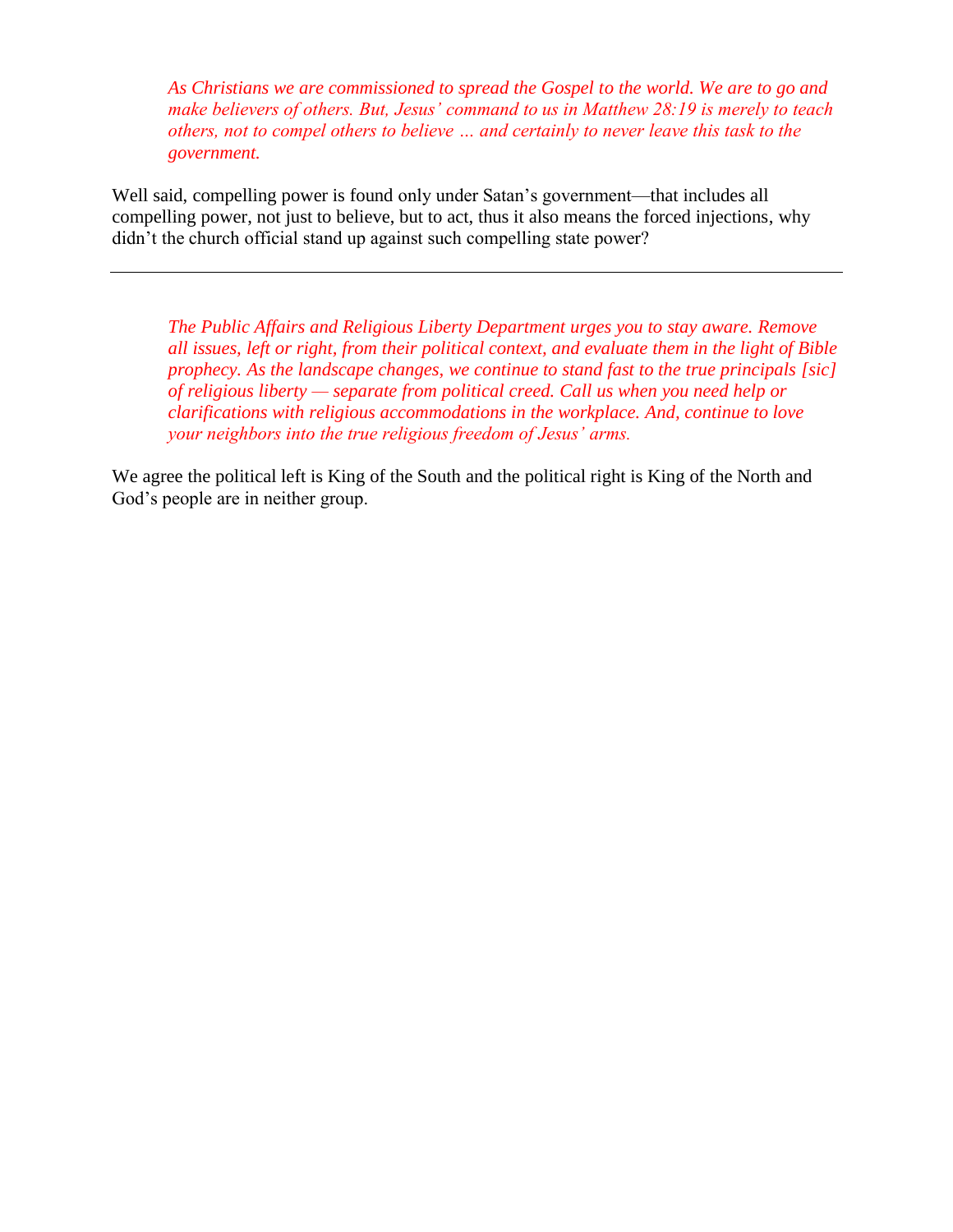> *As Christians we are commissioned to spread the Gospel to the world. We are to go and make believers of others. But, Jesus' command to us in Matthew 28:19 is merely to teach others, not to compel others to believe … and certainly to never leave this task to the government.*

Well said, compelling power is found only under Satan's government—that includes all compelling power, not just to believe, but to act, thus it also means the forced injections, why didn't the church official stand up against such compelling state power?

---

> *The Public Affairs and Religious Liberty Department urges you to stay aware. Remove all issues, left or right, from their political context, and evaluate them in the light of Bible prophecy. As the landscape changes, we continue to stand fast to the true principals [sic] of religious liberty — separate from political creed. Call us when you need help or clarifications with religious accommodations in the workplace. And, continue to love your neighbors into the true religious freedom of Jesus' arms.*

We agree the political left is King of the South and the political right is King of the North and God's people are in neither group.